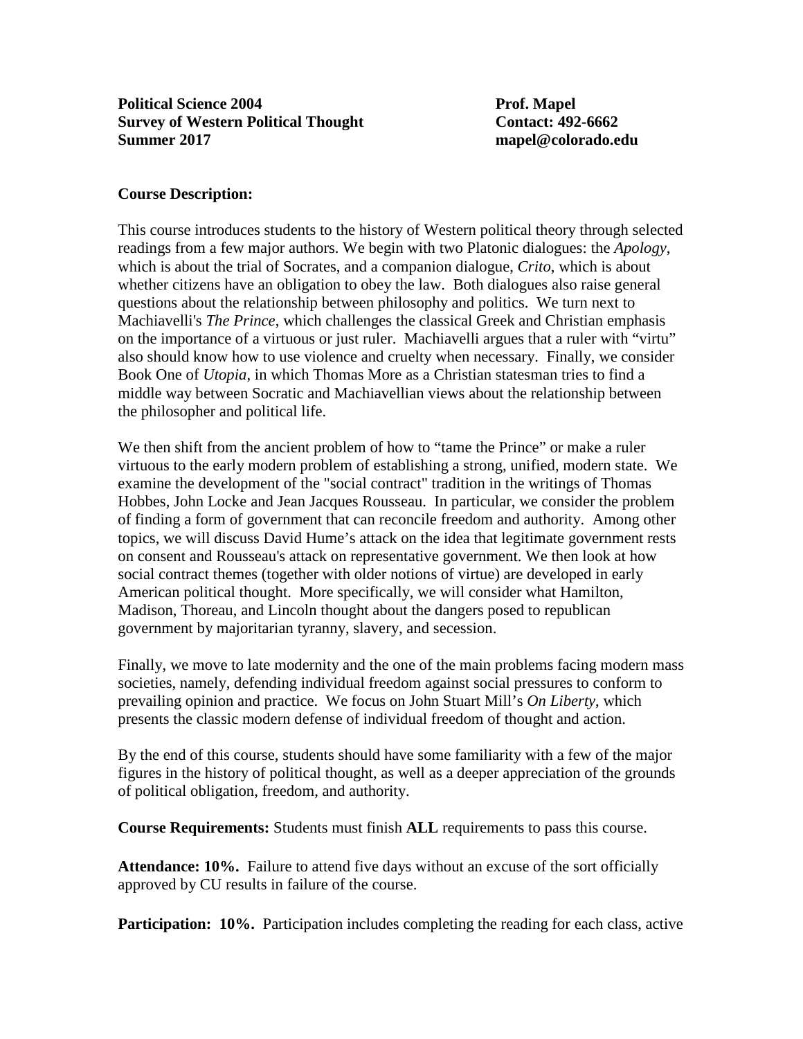**Political Science 2004**
**Survey of Western Political Thought**
**Summer 2017**

**Prof. Mapel**
**Contact: 492-6662**
**mapel@colorado.edu**

**Course Description:**

This course introduces students to the history of Western political theory through selected readings from a few major authors. We begin with two Platonic dialogues: the *Apology*, which is about the trial of Socrates, and a companion dialogue, *Crito*, which is about whether citizens have an obligation to obey the law. Both dialogues also raise general questions about the relationship between philosophy and politics. We turn next to Machiavelli's *The Prince*, which challenges the classical Greek and Christian emphasis on the importance of a virtuous or just ruler. Machiavelli argues that a ruler with "virtu" also should know how to use violence and cruelty when necessary. Finally, we consider Book One of *Utopia*, in which Thomas More as a Christian statesman tries to find a middle way between Socratic and Machiavellian views about the relationship between the philosopher and political life.

We then shift from the ancient problem of how to "tame the Prince" or make a ruler virtuous to the early modern problem of establishing a strong, unified, modern state. We examine the development of the "social contract" tradition in the writings of Thomas Hobbes, John Locke and Jean Jacques Rousseau. In particular, we consider the problem of finding a form of government that can reconcile freedom and authority. Among other topics, we will discuss David Hume's attack on the idea that legitimate government rests on consent and Rousseau's attack on representative government. We then look at how social contract themes (together with older notions of virtue) are developed in early American political thought. More specifically, we will consider what Hamilton, Madison, Thoreau, and Lincoln thought about the dangers posed to republican government by majoritarian tyranny, slavery, and secession.

Finally, we move to late modernity and the one of the main problems facing modern mass societies, namely, defending individual freedom against social pressures to conform to prevailing opinion and practice. We focus on John Stuart Mill's *On Liberty*, which presents the classic modern defense of individual freedom of thought and action.

By the end of this course, students should have some familiarity with a few of the major figures in the history of political thought, as well as a deeper appreciation of the grounds of political obligation, freedom, and authority.

**Course Requirements:** Students must finish **ALL** requirements to pass this course.

**Attendance: 10%.** Failure to attend five days without an excuse of the sort officially approved by CU results in failure of the course.

**Participation: 10%.** Participation includes completing the reading for each class, active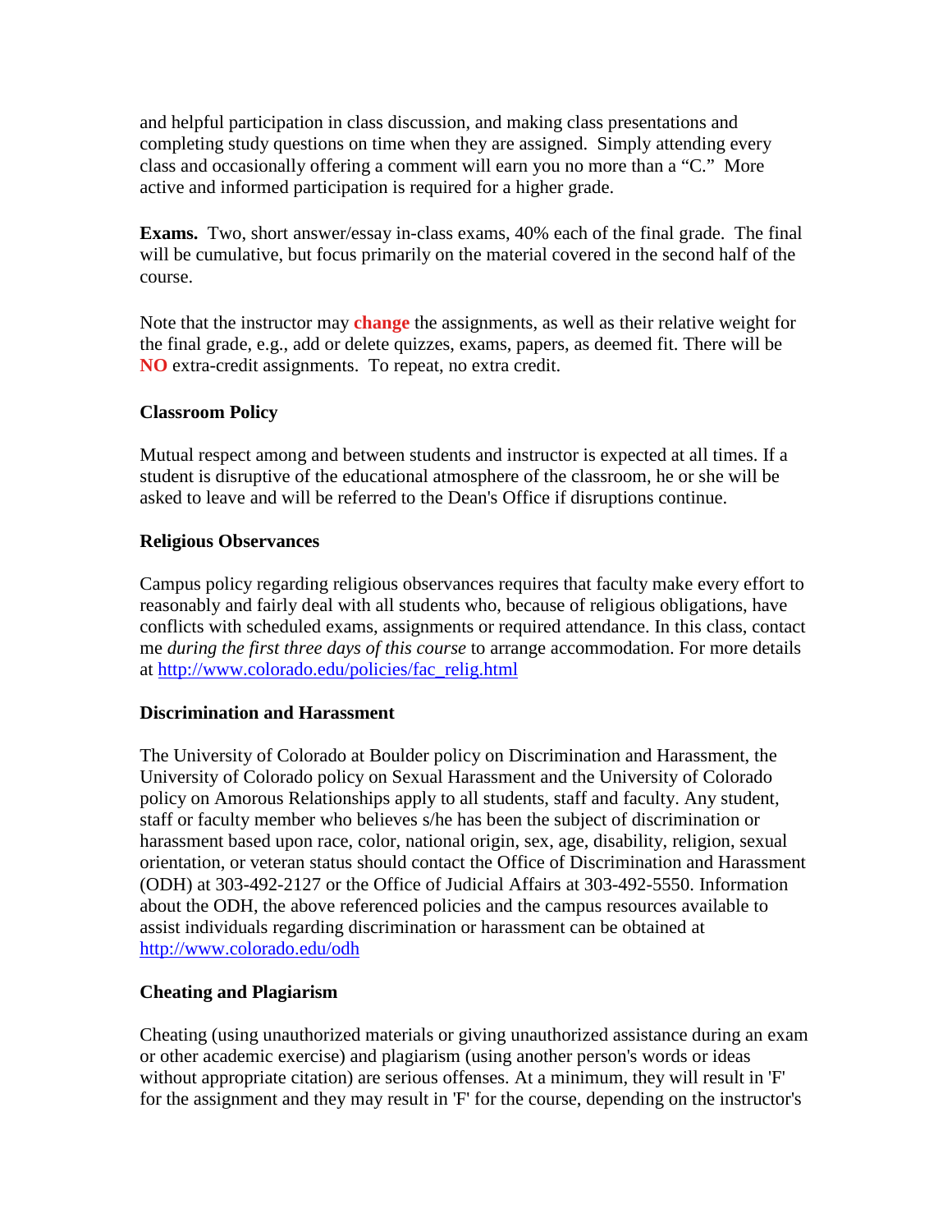and helpful participation in class discussion, and making class presentations and completing study questions on time when they are assigned. Simply attending every class and occasionally offering a comment will earn you no more than a "C." More active and informed participation is required for a higher grade.

**Exams.** Two, short answer/essay in-class exams, 40% each of the final grade. The final will be cumulative, but focus primarily on the material covered in the second half of the course.

Note that the instructor may **change** the assignments, as well as their relative weight for the final grade, e.g., add or delete quizzes, exams, papers, as deemed fit. There will be **NO** extra-credit assignments. To repeat, no extra credit.

### Classroom Policy

Mutual respect among and between students and instructor is expected at all times. If a student is disruptive of the educational atmosphere of the classroom, he or she will be asked to leave and will be referred to the Dean's Office if disruptions continue.

### Religious Observances

Campus policy regarding religious observances requires that faculty make every effort to reasonably and fairly deal with all students who, because of religious obligations, have conflicts with scheduled exams, assignments or required attendance. In this class, contact me *during the first three days of this course* to arrange accommodation. For more details at http://www.colorado.edu/policies/fac_relig.html

### Discrimination and Harassment

The University of Colorado at Boulder policy on Discrimination and Harassment, the University of Colorado policy on Sexual Harassment and the University of Colorado policy on Amorous Relationships apply to all students, staff and faculty. Any student, staff or faculty member who believes s/he has been the subject of discrimination or harassment based upon race, color, national origin, sex, age, disability, religion, sexual orientation, or veteran status should contact the Office of Discrimination and Harassment (ODH) at 303-492-2127 or the Office of Judicial Affairs at 303-492-5550. Information about the ODH, the above referenced policies and the campus resources available to assist individuals regarding discrimination or harassment can be obtained at http://www.colorado.edu/odh

### Cheating and Plagiarism

Cheating (using unauthorized materials or giving unauthorized assistance during an exam or other academic exercise) and plagiarism (using another person's words or ideas without appropriate citation) are serious offenses. At a minimum, they will result in 'F' for the assignment and they may result in 'F' for the course, depending on the instructor's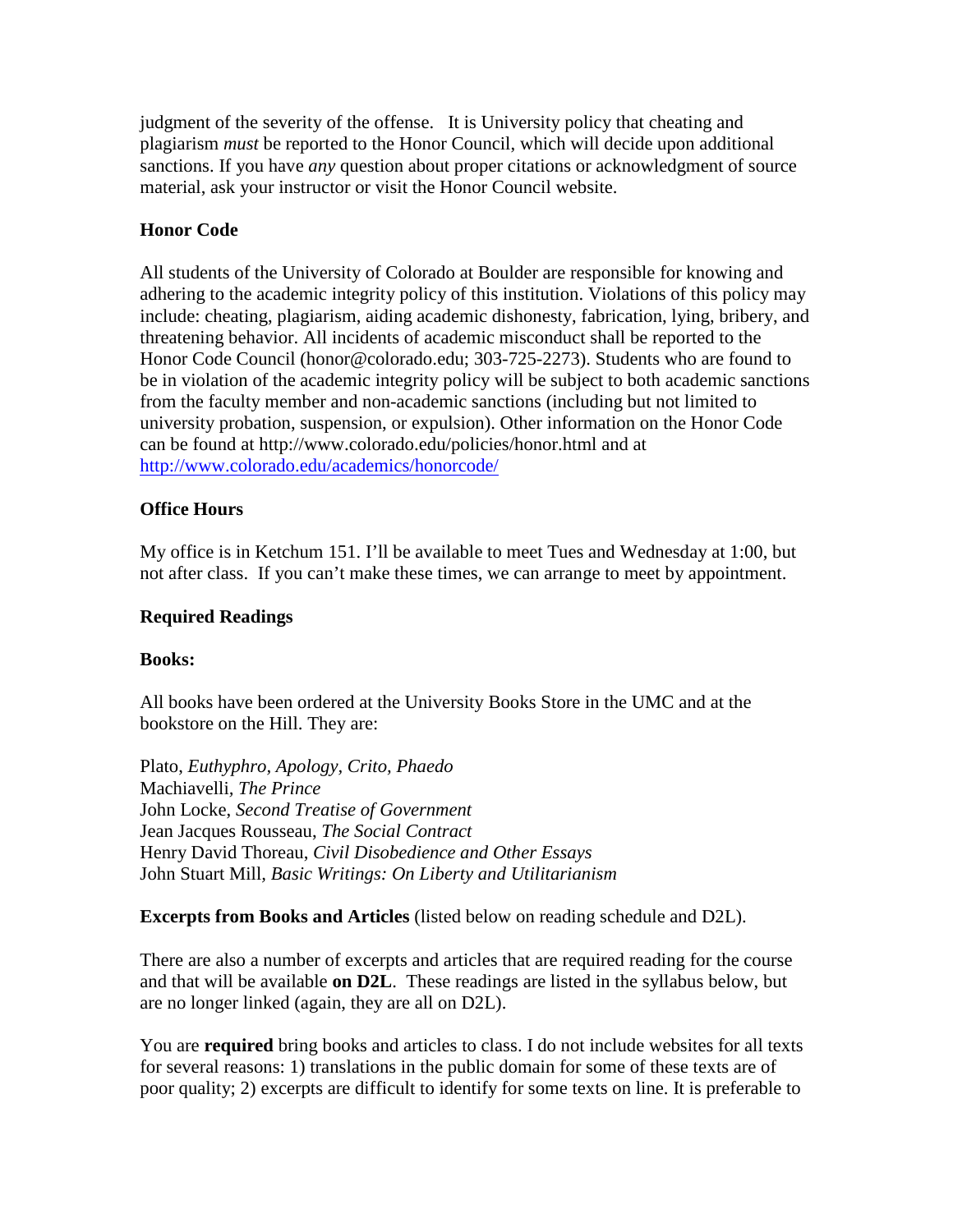judgment of the severity of the offense. It is University policy that cheating and plagiarism *must* be reported to the Honor Council, which will decide upon additional sanctions. If you have *any* question about proper citations or acknowledgment of source material, ask your instructor or visit the Honor Council website.

**Honor Code**

All students of the University of Colorado at Boulder are responsible for knowing and adhering to the academic integrity policy of this institution. Violations of this policy may include: cheating, plagiarism, aiding academic dishonesty, fabrication, lying, bribery, and threatening behavior. All incidents of academic misconduct shall be reported to the Honor Code Council (honor@colorado.edu; 303-725-2273). Students who are found to be in violation of the academic integrity policy will be subject to both academic sanctions from the faculty member and non-academic sanctions (including but not limited to university probation, suspension, or expulsion). Other information on the Honor Code can be found at http://www.colorado.edu/policies/honor.html and at http://www.colorado.edu/academics/honorcode/

**Office Hours**

My office is in Ketchum 151. I'll be available to meet Tues and Wednesday at 1:00, but not after class. If you can't make these times, we can arrange to meet by appointment.

**Required Readings**

**Books:**

All books have been ordered at the University Books Store in the UMC and at the bookstore on the Hill. They are:

Plato, *Euthyphro, Apology, Crito, Phaedo*
Machiavelli, *The Prince*
John Locke, *Second Treatise of Government*
Jean Jacques Rousseau, *The Social Contract*
Henry David Thoreau, *Civil Disobedience and Other Essays*
John Stuart Mill, *Basic Writings: On Liberty and Utilitarianism*

**Excerpts from Books and Articles** (listed below on reading schedule and D2L).

There are also a number of excerpts and articles that are required reading for the course and that will be available **on D2L**. These readings are listed in the syllabus below, but are no longer linked (again, they are all on D2L).

You are **required** bring books and articles to class. I do not include websites for all texts for several reasons: 1) translations in the public domain for some of these texts are of poor quality; 2) excerpts are difficult to identify for some texts on line. It is preferable to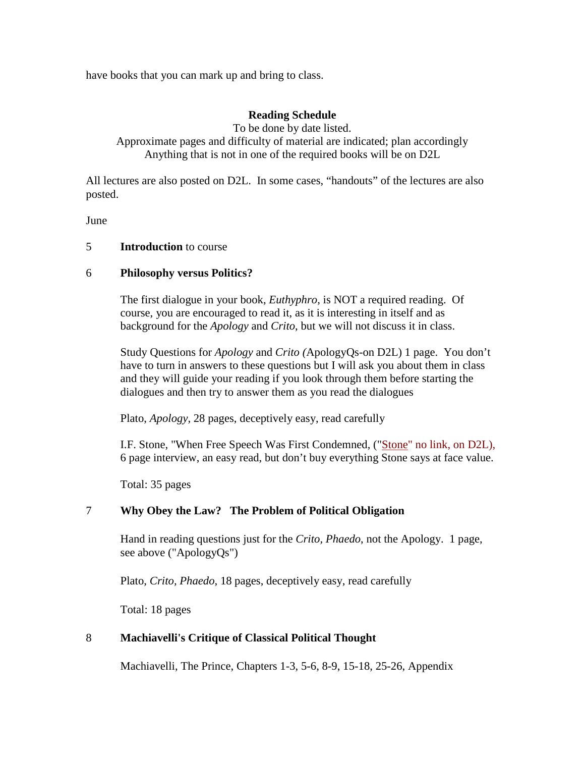have books that you can mark up and bring to class.

## Reading Schedule

To be done by date listed.
Approximate pages and difficulty of material are indicated; plan accordingly
Anything that is not in one of the required books will be on D2L

All lectures are also posted on D2L. In some cases, "handouts" of the lectures are also posted.

June

5 **Introduction** to course

6 **Philosophy versus Politics?**

The first dialogue in your book, *Euthyphro*, is NOT a required reading. Of course, you are encouraged to read it, as it is interesting in itself and as background for the *Apology* and *Crito*, but we will not discuss it in class.

Study Questions for *Apology* and *Crito (*ApologyQs-on D2L) 1 page. You don't have to turn in answers to these questions but I will ask you about them in class and they will guide your reading if you look through them before starting the dialogues and then try to answer them as you read the dialogues

Plato, *Apology*, 28 pages, deceptively easy, read carefully

I.F. Stone, "When Free Speech Was First Condemned, ("Stone" no link, on D2L), 6 page interview, an easy read, but don't buy everything Stone says at face value.

Total: 35 pages

7 **Why Obey the Law? The Problem of Political Obligation**

Hand in reading questions just for the *Crito, Phaedo*, not the Apology. 1 page, see above ("ApologyQs")

Plato, *Crito, Phaedo*, 18 pages, deceptively easy, read carefully

Total: 18 pages

8 **Machiavelli's Critique of Classical Political Thought**

Machiavelli, The Prince, Chapters 1-3, 5-6, 8-9, 15-18, 25-26, Appendix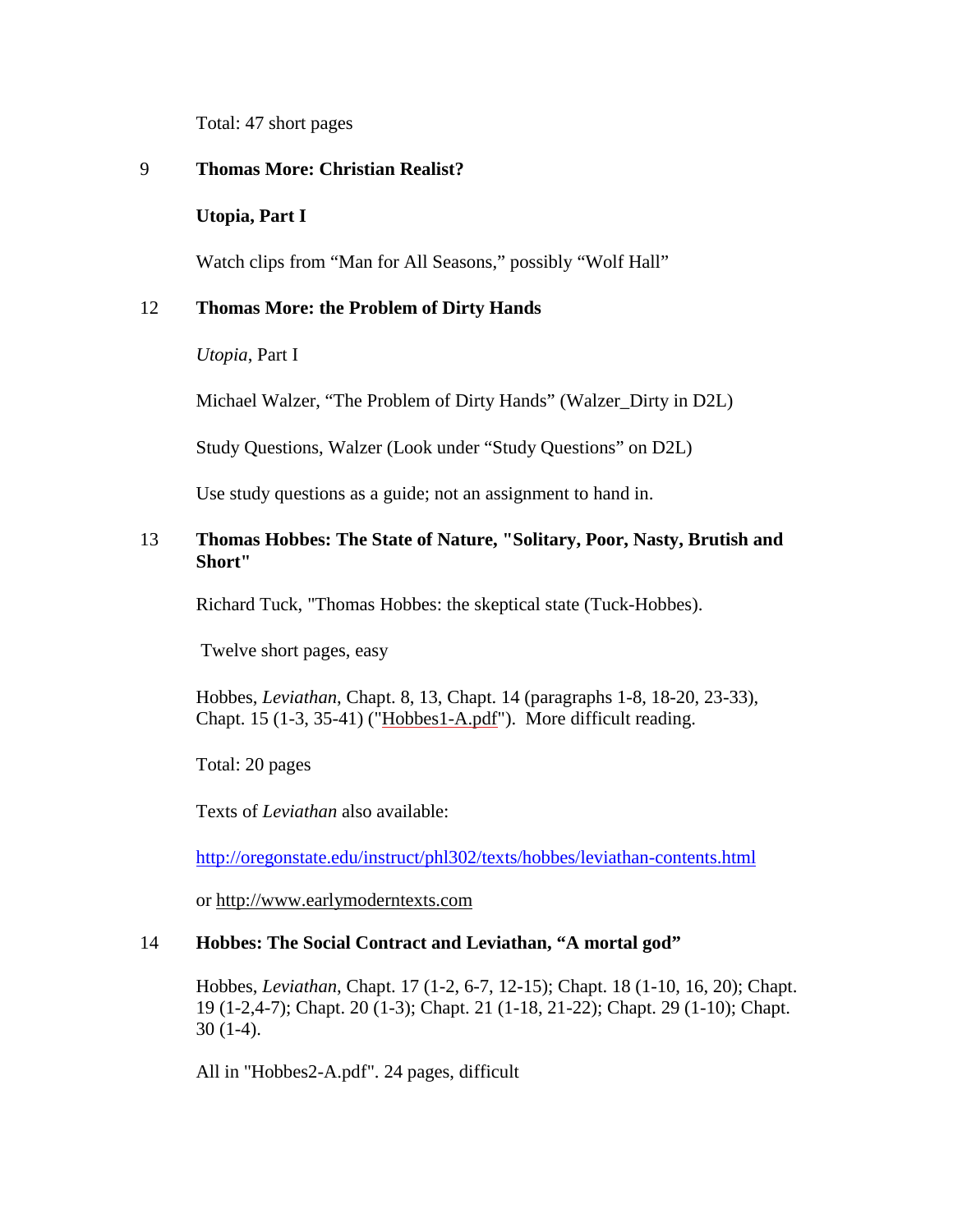Total: 47 short pages

9 **Thomas More: Christian Realist?**

**Utopia, Part I**

Watch clips from “Man for All Seasons,” possibly “Wolf Hall”

12 **Thomas More: the Problem of Dirty Hands**

*Utopia*, Part I

Michael Walzer, “The Problem of Dirty Hands” (Walzer_Dirty in D2L)

Study Questions, Walzer (Look under “Study Questions” on D2L)

Use study questions as a guide; not an assignment to hand in.

13 **Thomas Hobbes: The State of Nature, "Solitary, Poor, Nasty, Brutish and Short"**

Richard Tuck, "Thomas Hobbes: the skeptical state (Tuck-Hobbes).

Twelve short pages, easy

Hobbes, *Leviathan*, Chapt. 8, 13, Chapt. 14 (paragraphs 1-8, 18-20, 23-33), Chapt. 15 (1-3, 35-41) ("Hobbes1-A.pdf"). More difficult reading.

Total: 20 pages

Texts of *Leviathan* also available:

http://oregonstate.edu/instruct/phl302/texts/hobbes/leviathan-contents.html

or http://www.earlymoderntexts.com

14 **Hobbes: The Social Contract and Leviathan, “A mortal god”**

Hobbes, *Leviathan*, Chapt. 17 (1-2, 6-7, 12-15); Chapt. 18 (1-10, 16, 20); Chapt. 19 (1-2,4-7); Chapt. 20 (1-3); Chapt. 21 (1-18, 21-22); Chapt. 29 (1-10); Chapt. 30 (1-4).

All in "Hobbes2-A.pdf". 24 pages, difficult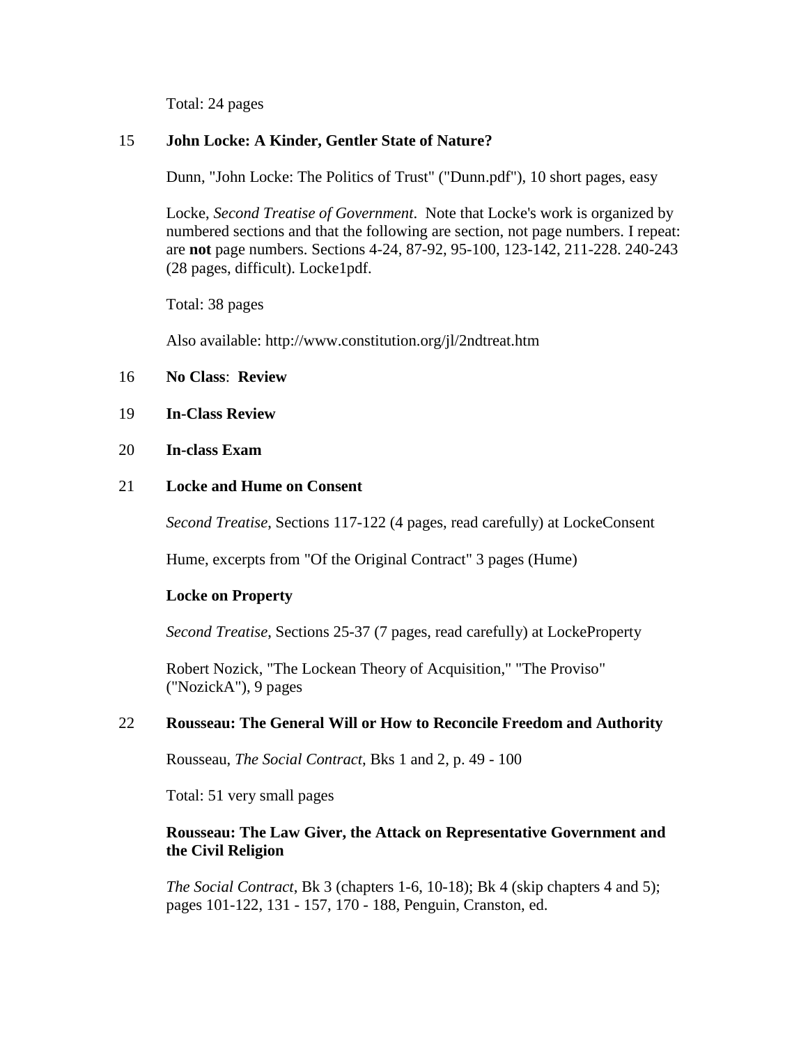Total: 24 pages

15 **John Locke: A Kinder, Gentler State of Nature?**

Dunn, "John Locke: The Politics of Trust" ("Dunn.pdf"), 10 short pages, easy

Locke, *Second Treatise of Government*. Note that Locke's work is organized by numbered sections and that the following are section, not page numbers. I repeat: are **not** page numbers. Sections 4-24, 87-92, 95-100, 123-142, 211-228. 240-243 (28 pages, difficult). Locke1pdf.

Total: 38 pages

Also available: http://www.constitution.org/jl/2ndtreat.htm

16 **No Class**: **Review**

19 **In-Class Review**

20 **In-class Exam**

21 **Locke and Hume on Consent**

*Second Treatise*, Sections 117-122 (4 pages, read carefully) at LockeConsent

Hume, excerpts from "Of the Original Contract" 3 pages (Hume)

**Locke on Property**

*Second Treatise*, Sections 25-37 (7 pages, read carefully) at LockeProperty

Robert Nozick, "The Lockean Theory of Acquisition," "The Proviso" ("NozickA"), 9 pages

22 **Rousseau: The General Will or How to Reconcile Freedom and Authority**

Rousseau, *The Social Contract*, Bks 1 and 2, p. 49 - 100

Total: 51 very small pages

**Rousseau: The Law Giver, the Attack on Representative Government and the Civil Religion**

*The Social Contract*, Bk 3 (chapters 1-6, 10-18); Bk 4 (skip chapters 4 and 5); pages 101-122, 131 - 157, 170 - 188, Penguin, Cranston, ed.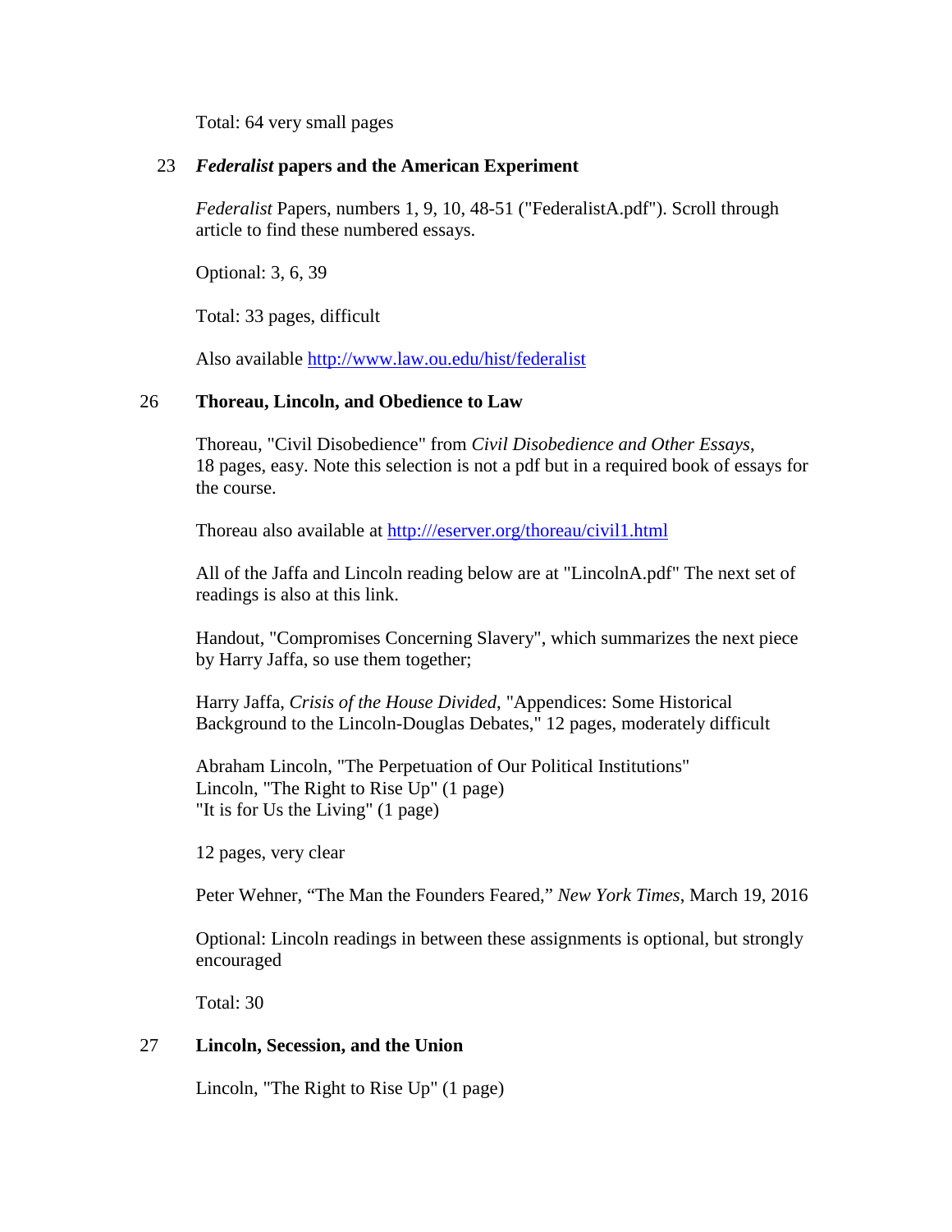Total: 64 very small pages

23 ***Federalist* papers and the American Experiment**

*Federalist* Papers, numbers 1, 9, 10, 48-51 ("FederalistA.pdf"). Scroll through article to find these numbered essays.

Optional: 3, 6, 39

Total: 33 pages, difficult

Also available http://www.law.ou.edu/hist/federalist

26 **Thoreau, Lincoln, and Obedience to Law**

Thoreau, "Civil Disobedience" from *Civil Disobedience and Other Essays*, 18 pages, easy. Note this selection is not a pdf but in a required book of essays for the course.

Thoreau also available at http:///eserver.org/thoreau/civil1.html

All of the Jaffa and Lincoln reading below are at "LincolnA.pdf" The next set of readings is also at this link.

Handout, "Compromises Concerning Slavery", which summarizes the next piece by Harry Jaffa, so use them together;

Harry Jaffa, *Crisis of the House Divided*, "Appendices: Some Historical Background to the Lincoln-Douglas Debates," 12 pages, moderately difficult

Abraham Lincoln, "The Perpetuation of Our Political Institutions"
Lincoln, "The Right to Rise Up" (1 page)
"It is for Us the Living" (1 page)

12 pages, very clear

Peter Wehner, "The Man the Founders Feared," *New York Times*, March 19, 2016

Optional: Lincoln readings in between these assignments is optional, but strongly encouraged

Total: 30

27 **Lincoln, Secession, and the Union**

Lincoln, "The Right to Rise Up" (1 page)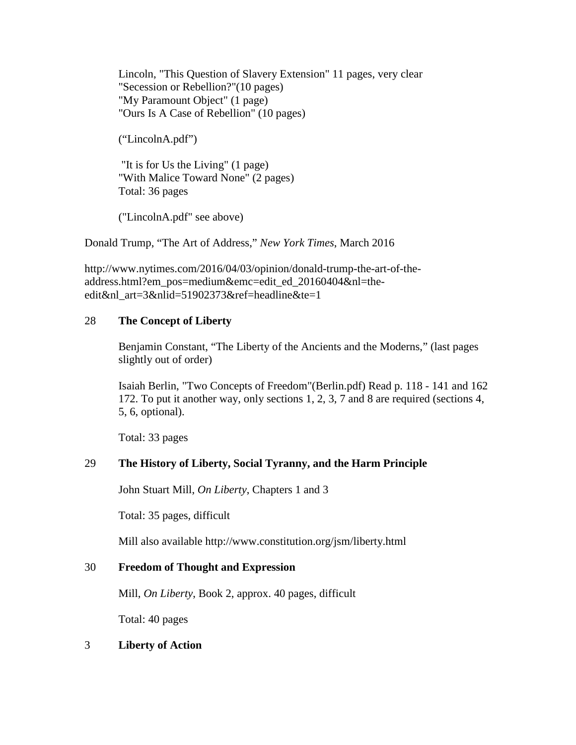Lincoln, "This Question of Slavery Extension" 11 pages, very clear
"Secession or Rebellion?"(10 pages)
"My Paramount Object" (1 page)
"Ours Is A Case of Rebellion" (10 pages)

("LincolnA.pdf")

"It is for Us the Living" (1 page)
"With Malice Toward None" (2 pages)
Total: 36 pages

("LincolnA.pdf" see above)

Donald Trump, "The Art of Address," *New York Times*, March 2016

http://www.nytimes.com/2016/04/03/opinion/donald-trump-the-art-of-the-address.html?em_pos=medium&emc=edit_ed_20160404&nl=the-edit&nl_art=3&nlid=51902373&ref=headline&te=1

28 **The Concept of Liberty**

Benjamin Constant, "The Liberty of the Ancients and the Moderns," (last pages slightly out of order)

Isaiah Berlin, "Two Concepts of Freedom"(Berlin.pdf) Read p. 118 - 141 and 162 172. To put it another way, only sections 1, 2, 3, 7 and 8 are required (sections 4, 5, 6, optional).

Total: 33 pages

29 **The History of Liberty, Social Tyranny, and the Harm Principle**

John Stuart Mill, *On Liberty*, Chapters 1 and 3

Total: 35 pages, difficult

Mill also available http://www.constitution.org/jsm/liberty.html

30 **Freedom of Thought and Expression**

Mill, *On Liberty*, Book 2, approx. 40 pages, difficult

Total: 40 pages

3 **Liberty of Action**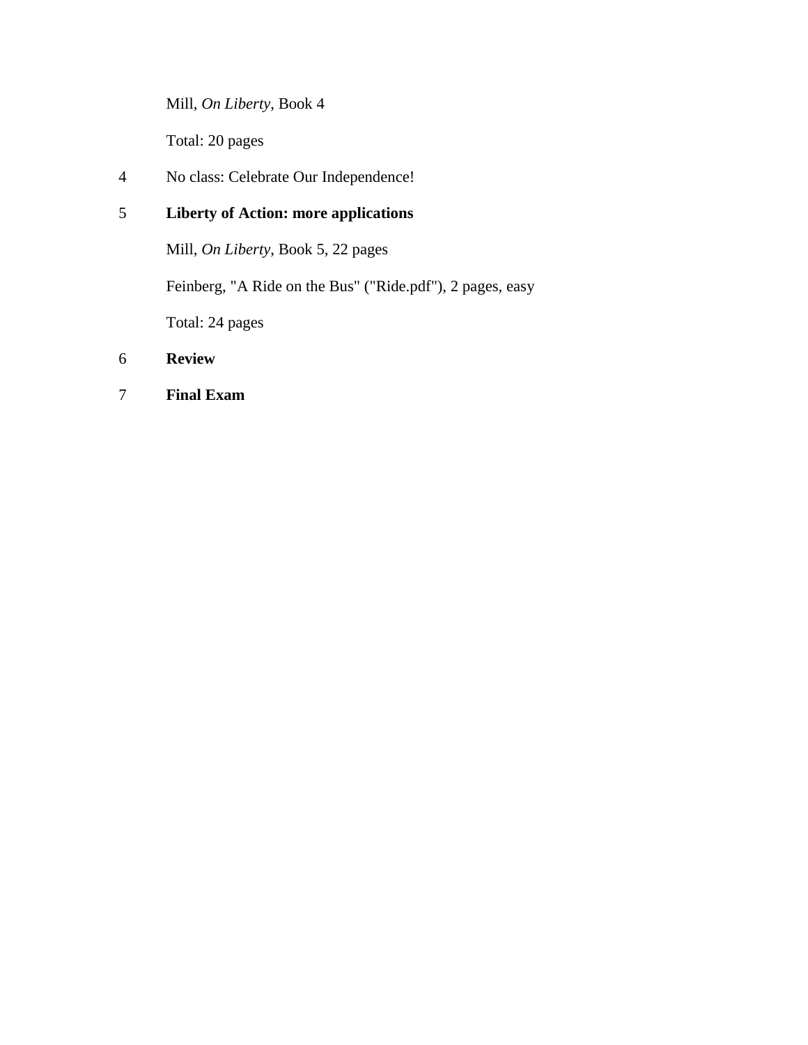Mill, *On Liberty*, Book 4

Total: 20 pages

4 No class: Celebrate Our Independence!

5 **Liberty of Action: more applications**

Mill, *On Liberty*, Book 5, 22 pages

Feinberg, "A Ride on the Bus" ("Ride.pdf"), 2 pages, easy

Total: 24 pages

6 **Review**

7 **Final Exam**